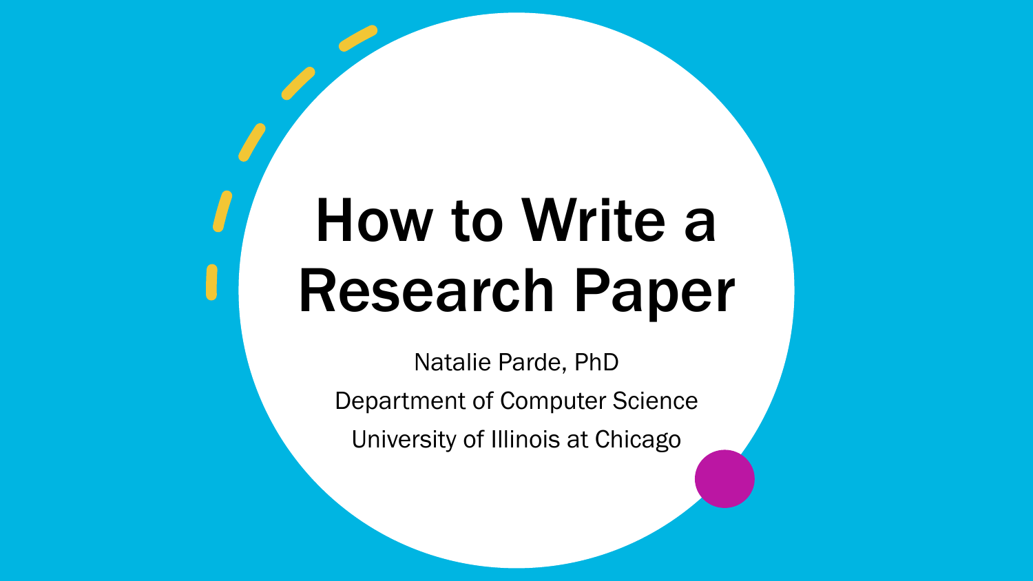# How to Write a Research Paper

Natalie Parde, PhD

Department of Computer Science

University of Illinois at Chicago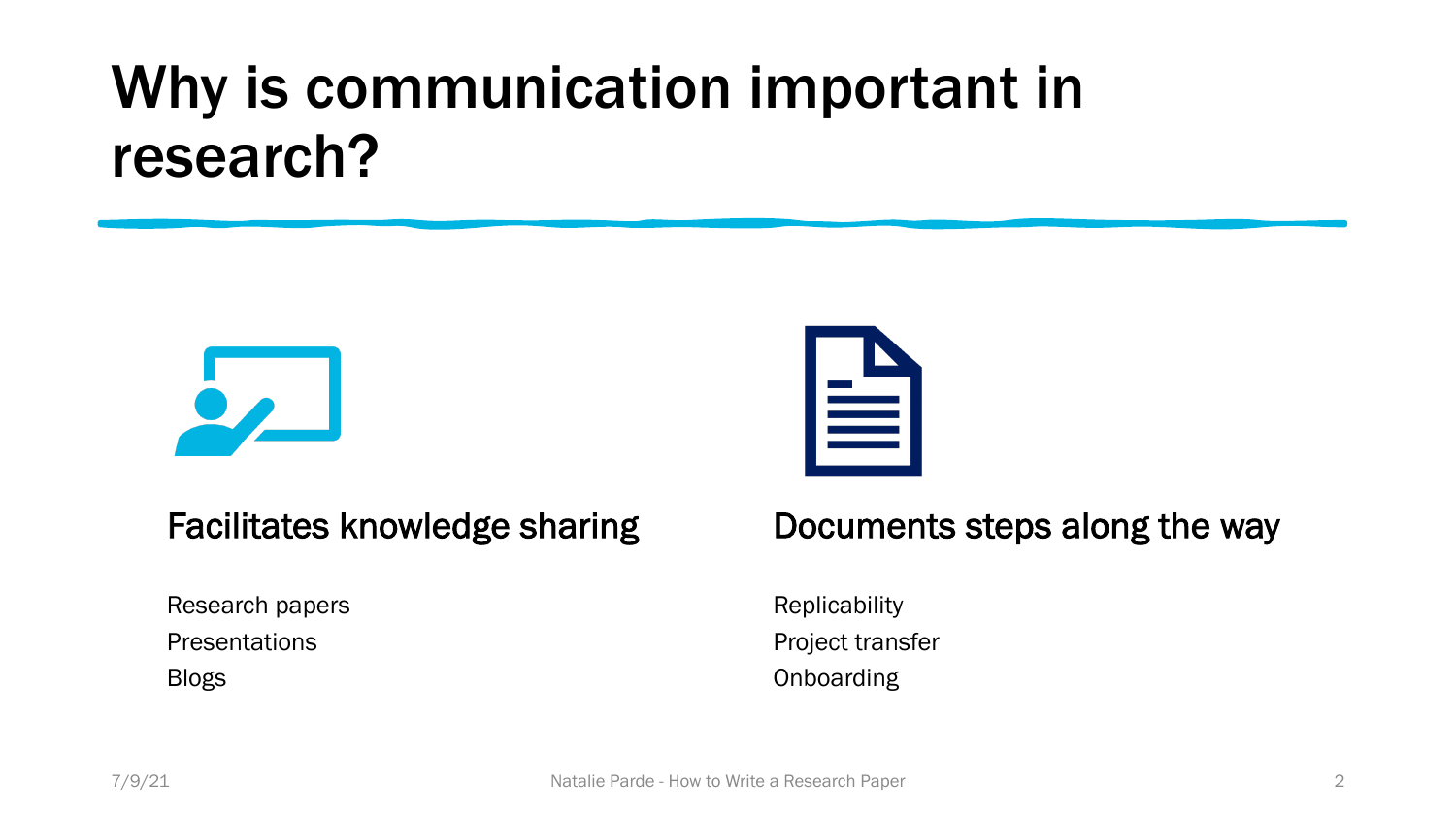# Why is communication important in research?

## Facilitates knowledge sharing

Research papers

Presentations

Blogs

## Documents steps along the way

Replicability

Project transfer

Onboarding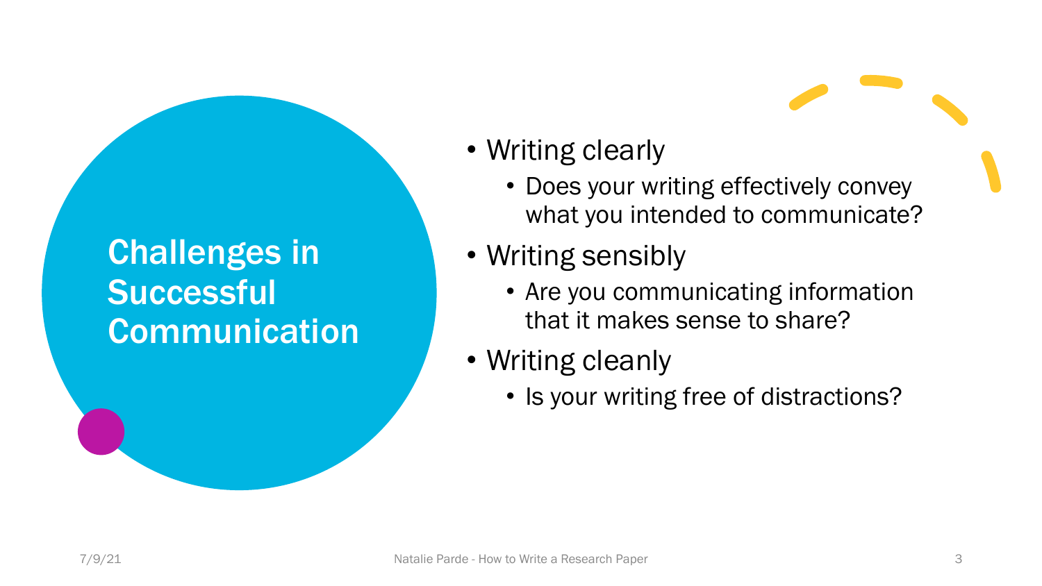# Challenges in Successful Communication

- Writing clearly
  - Does your writing effectively convey what you intended to communicate?
- Writing sensibly
  - Are you communicating information that it makes sense to share?
- Writing cleanly
  - Is your writing free of distractions?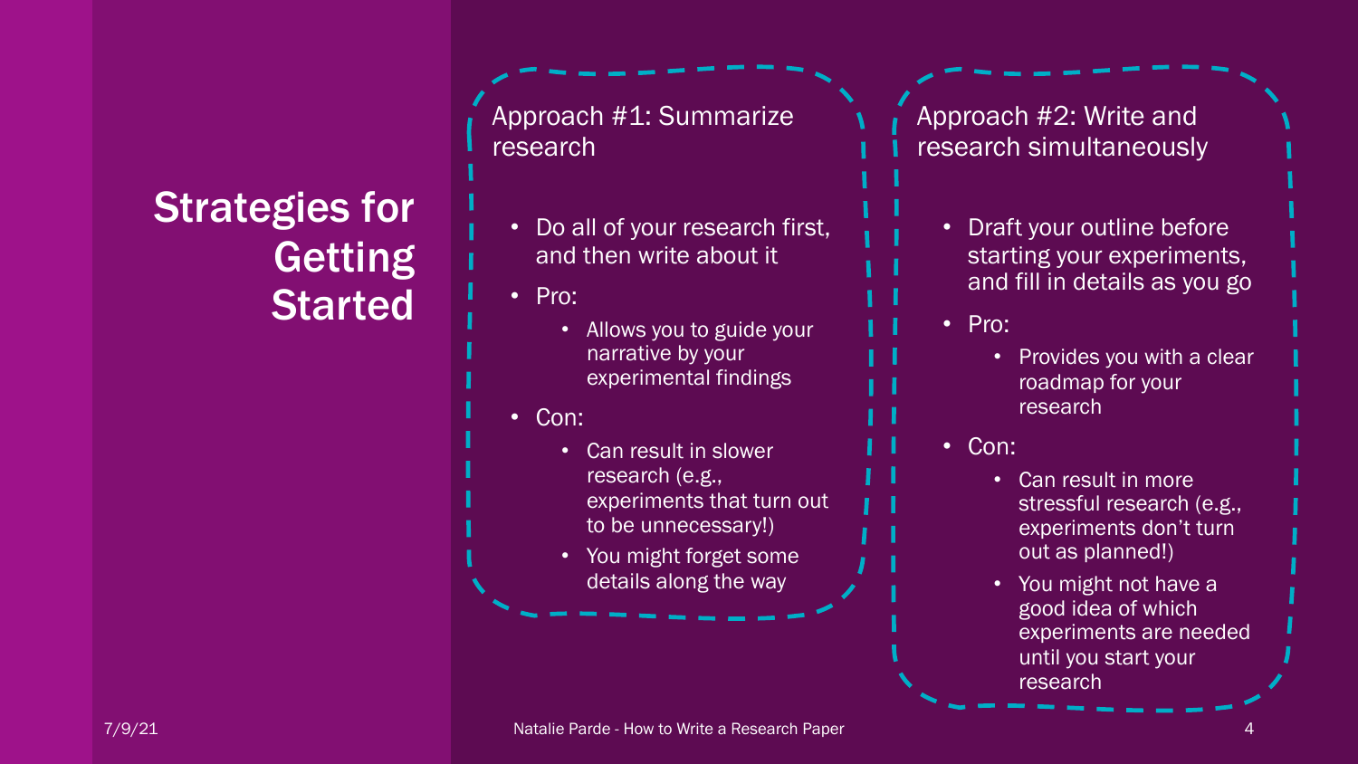# Strategies for Getting Started

## Approach #1: Summarize research

- Do all of your research first, and then write about it
- Pro:
  - Allows you to guide your narrative by your experimental findings
- Con:
  - Can result in slower research (e.g., experiments that turn out to be unnecessary!)
  - You might forget some details along the way

## Approach #2: Write and research simultaneously

- Draft your outline before starting your experiments, and fill in details as you go
- Pro:
  - Provides you with a clear roadmap for your research
- Con:
  - Can result in more stressful research (e.g., experiments don't turn out as planned!)
  - You might not have a good idea of which experiments are needed until you start your research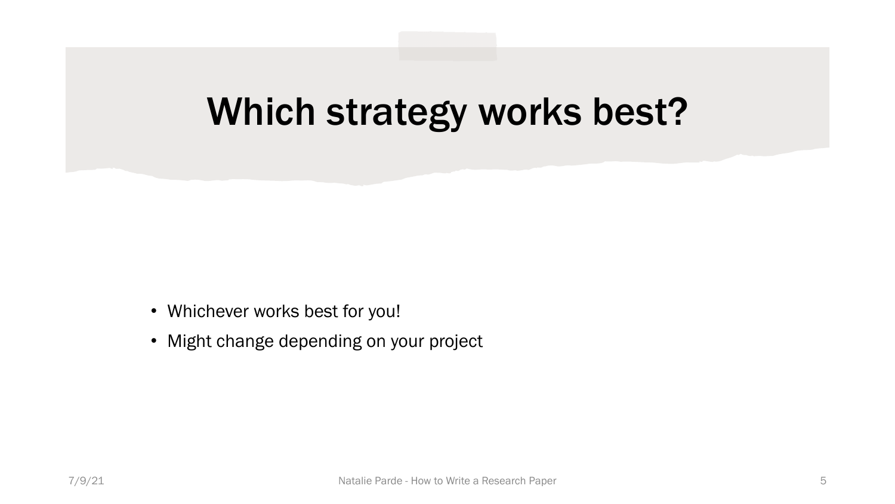# Which strategy works best?

- Whichever works best for you!
- Might change depending on your project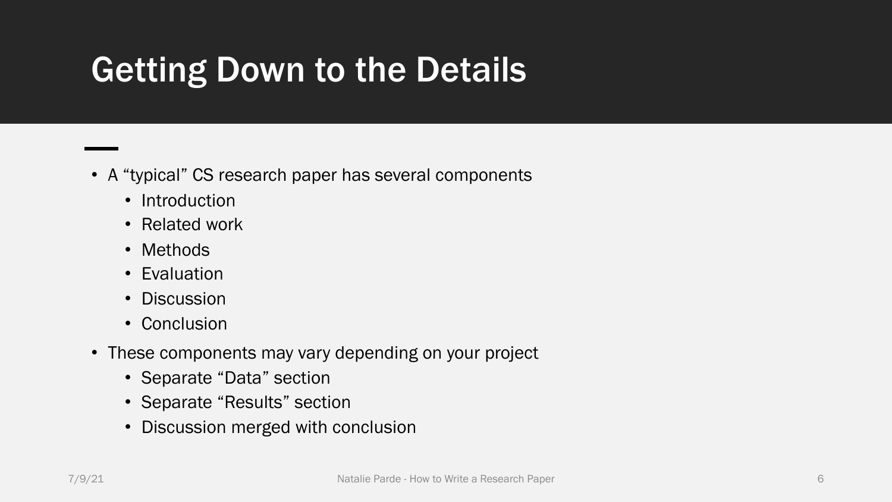# Getting Down to the Details

- A "typical" CS research paper has several components
  - Introduction
  - Related work
  - Methods
  - Evaluation
  - Discussion
  - Conclusion
- These components may vary depending on your project
  - Separate "Data" section
  - Separate "Results" section
  - Discussion merged with conclusion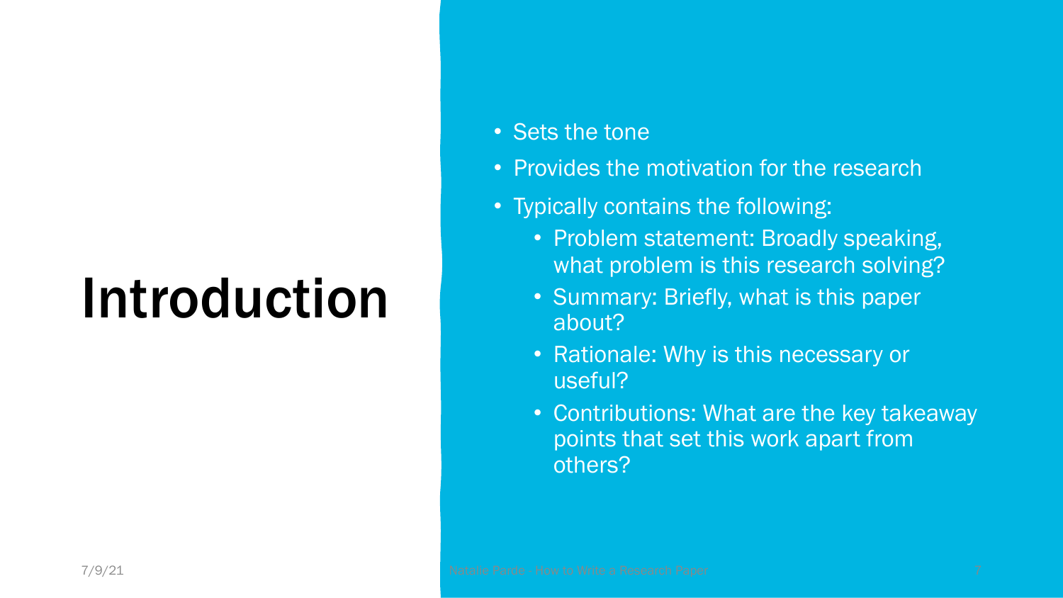# Introduction

- Sets the tone
- Provides the motivation for the research
- Typically contains the following:
  - Problem statement: Broadly speaking, what problem is this research solving?
  - Summary: Briefly, what is this paper about?
  - Rationale: Why is this necessary or useful?
  - Contributions: What are the key takeaway points that set this work apart from others?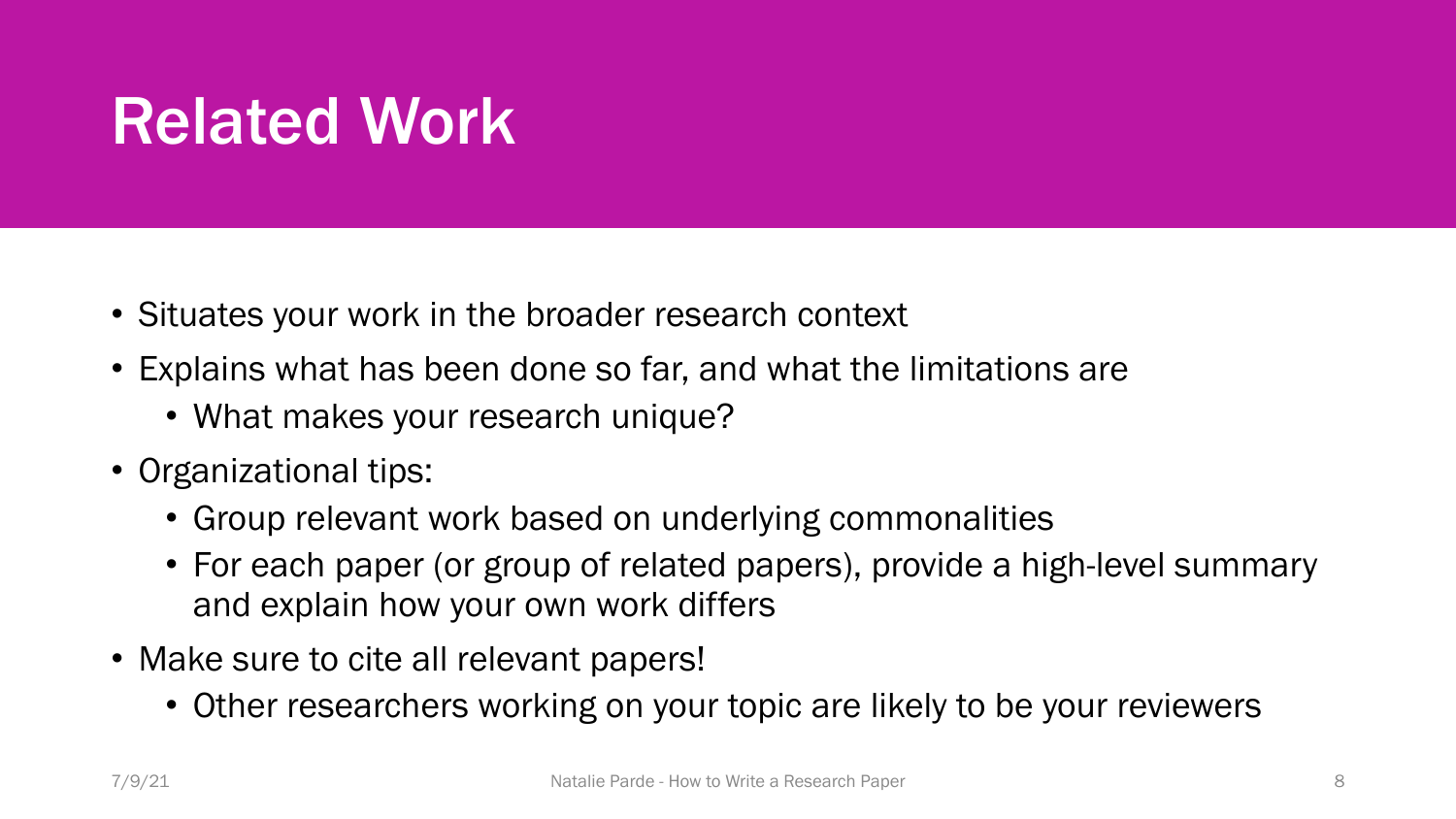# Related Work

- Situates your work in the broader research context
- Explains what has been done so far, and what the limitations are
  - What makes your research unique?
- Organizational tips:
  - Group relevant work based on underlying commonalities
  - For each paper (or group of related papers), provide a high-level summary and explain how your own work differs
- Make sure to cite all relevant papers!
  - Other researchers working on your topic are likely to be your reviewers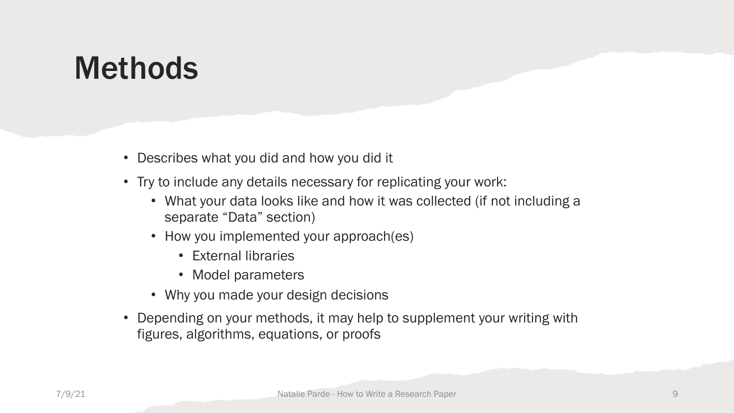# Methods

- Describes what you did and how you did it
- Try to include any details necessary for replicating your work:
  - What your data looks like and how it was collected (if not including a separate "Data" section)
  - How you implemented your approach(es)
    - External libraries
    - Model parameters
  - Why you made your design decisions
- Depending on your methods, it may help to supplement your writing with figures, algorithms, equations, or proofs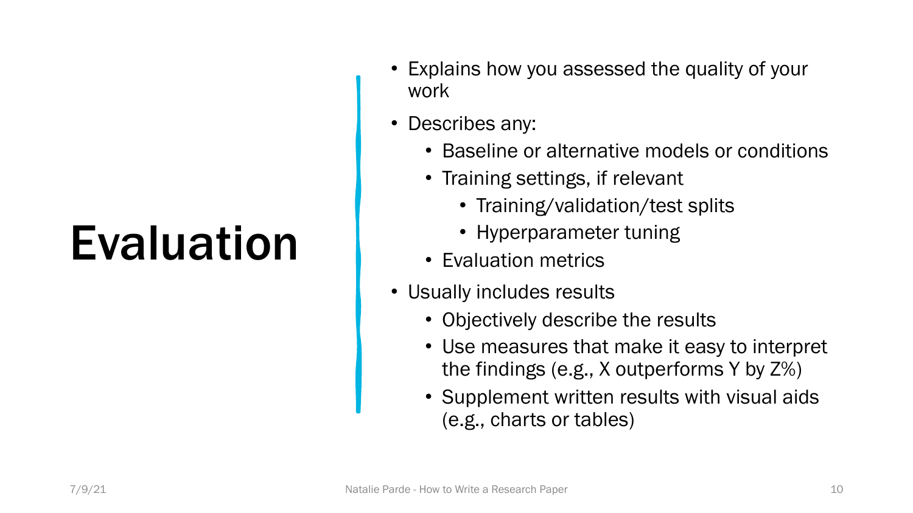# Evaluation

- Explains how you assessed the quality of your work
- Describes any:
  - Baseline or alternative models or conditions
  - Training settings, if relevant
    - Training/validation/test splits
    - Hyperparameter tuning
  - Evaluation metrics
- Usually includes results
  - Objectively describe the results
  - Use measures that make it easy to interpret the findings (e.g., X outperforms Y by Z%)
  - Supplement written results with visual aids (e.g., charts or tables)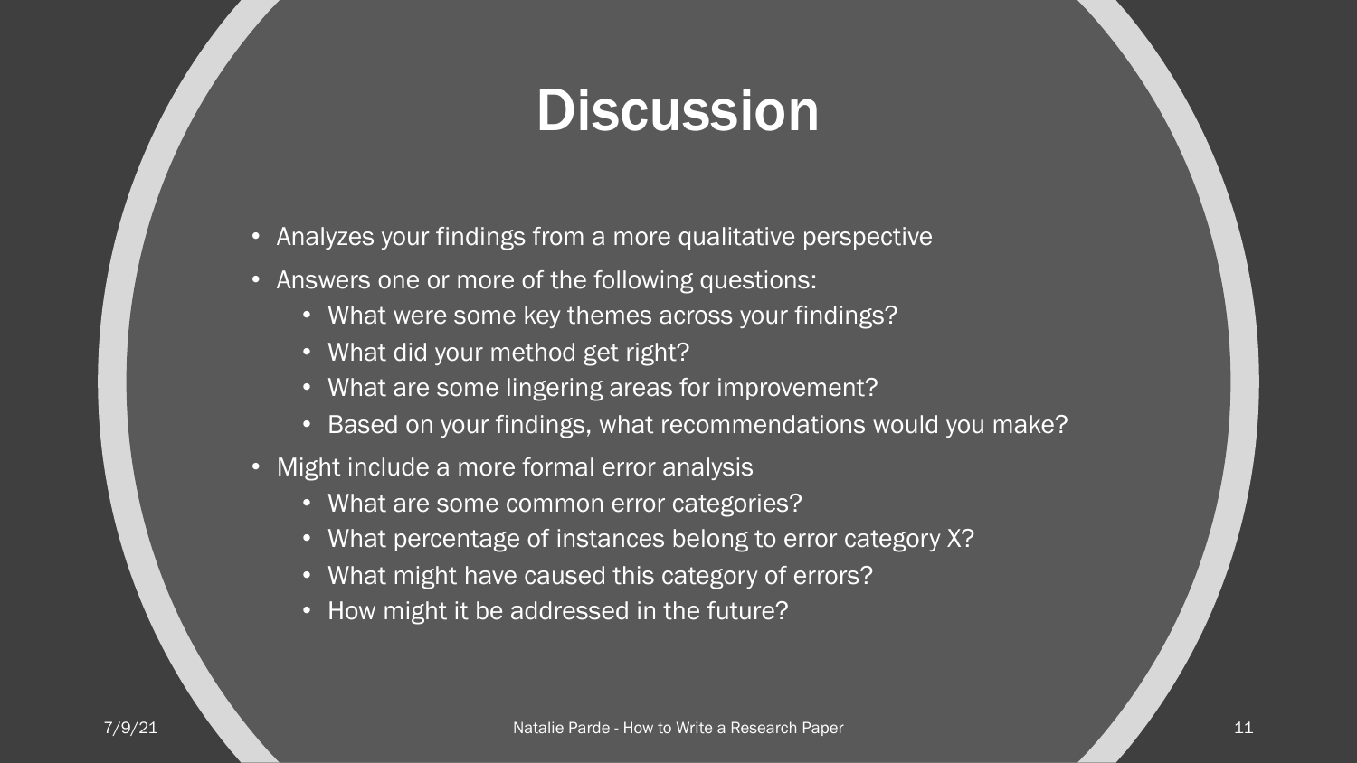# Discussion

- Analyzes your findings from a more qualitative perspective
- Answers one or more of the following questions:
  - What were some key themes across your findings?
  - What did your method get right?
  - What are some lingering areas for improvement?
  - Based on your findings, what recommendations would you make?
- Might include a more formal error analysis
  - What are some common error categories?
  - What percentage of instances belong to error category X?
  - What might have caused this category of errors?
  - How might it be addressed in the future?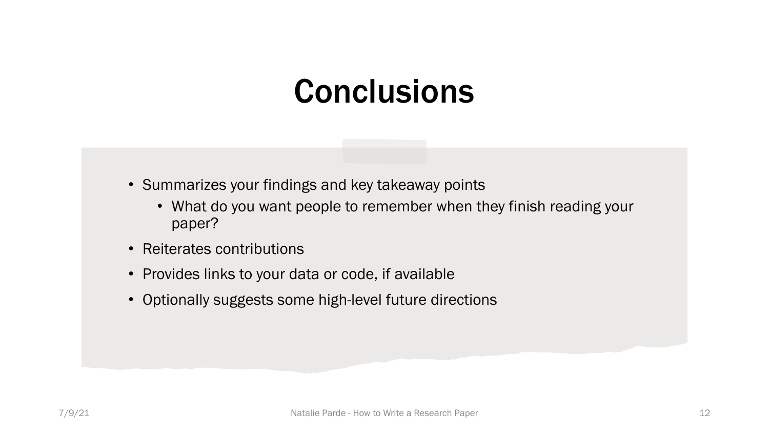# Conclusions

- Summarizes your findings and key takeaway points
  - What do you want people to remember when they finish reading your paper?
- Reiterates contributions
- Provides links to your data or code, if available
- Optionally suggests some high-level future directions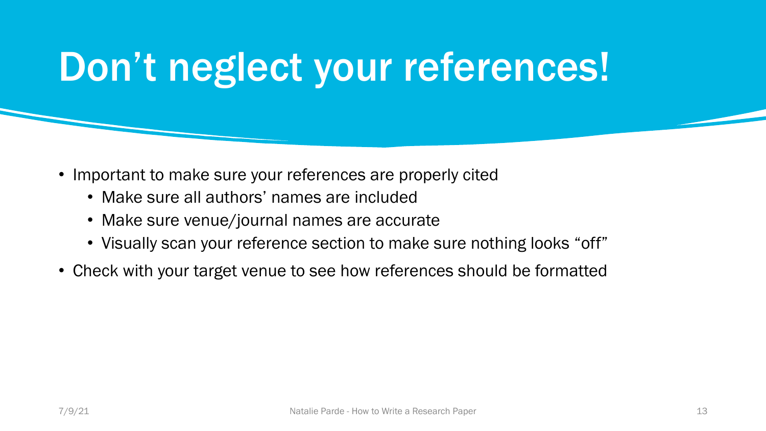# Don’t neglect your references!

- Important to make sure your references are properly cited
  - Make sure all authors’ names are included
  - Make sure venue/journal names are accurate
  - Visually scan your reference section to make sure nothing looks “off”
- Check with your target venue to see how references should be formatted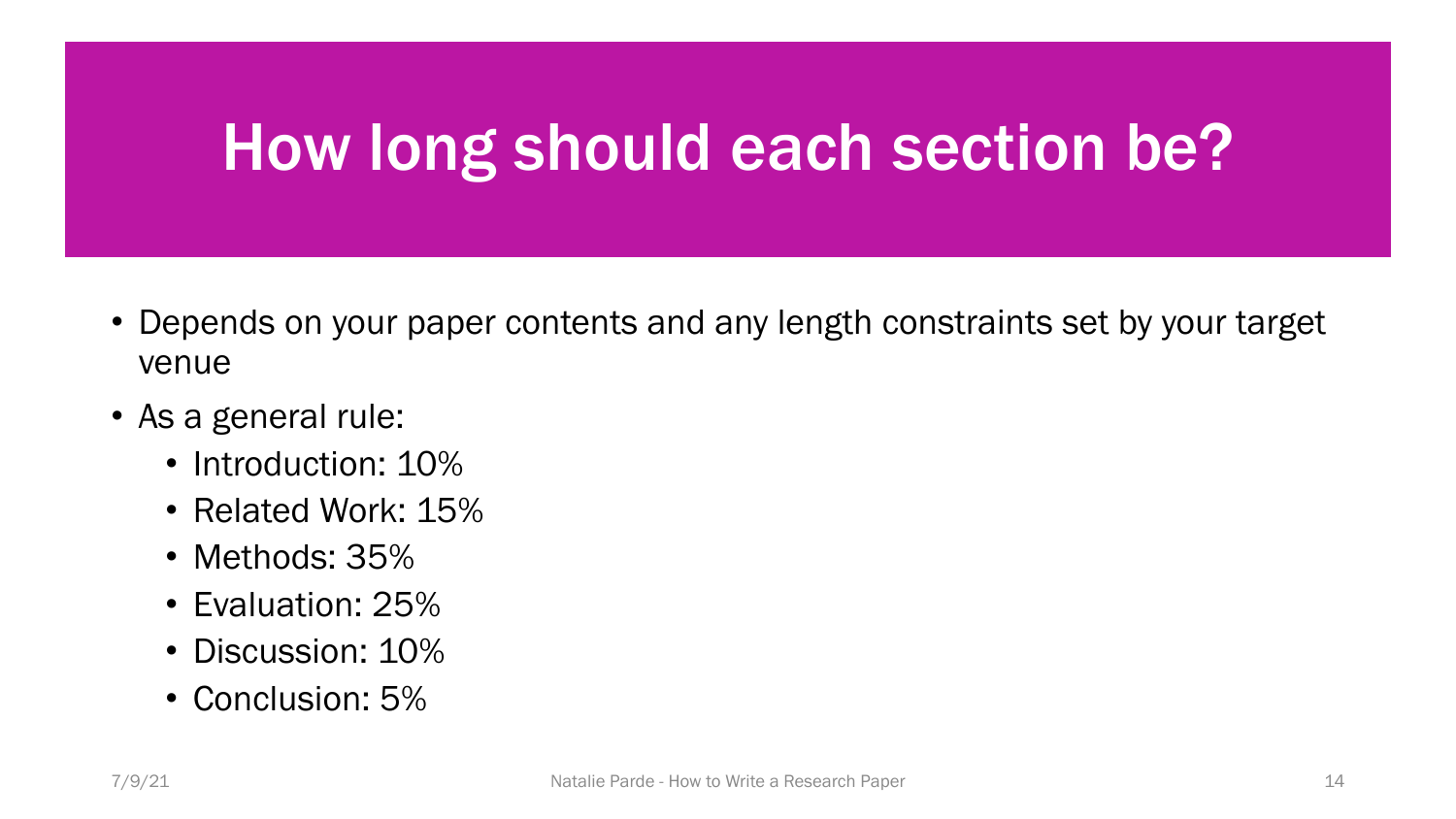# How long should each section be?

- Depends on your paper contents and any length constraints set by your target venue
- As a general rule:
  - Introduction: 10%
  - Related Work: 15%
  - Methods: 35%
  - Evaluation: 25%
  - Discussion: 10%
  - Conclusion: 5%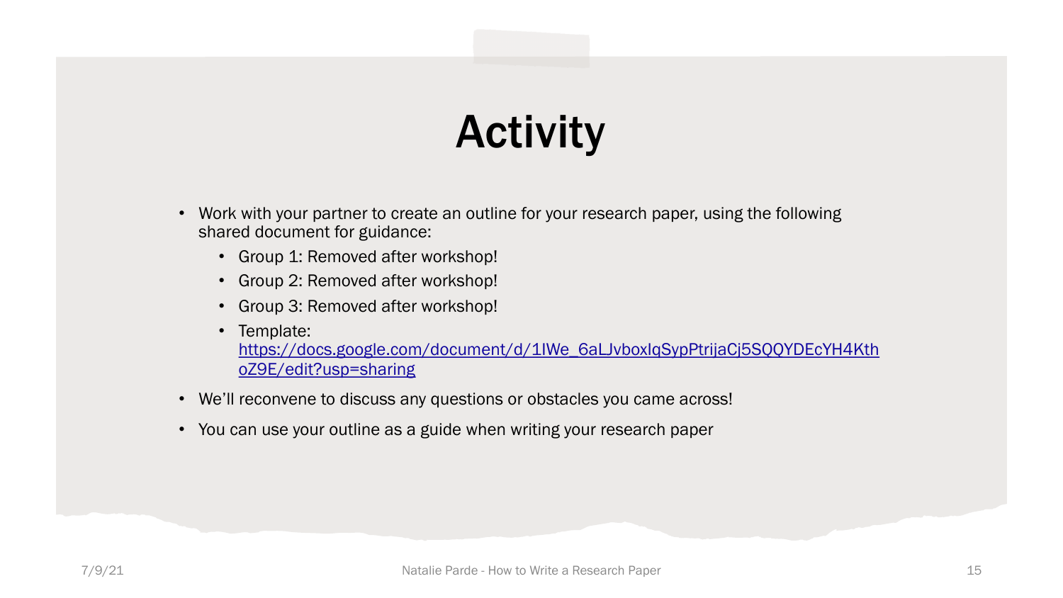# Activity

- Work with your partner to create an outline for your research paper, using the following shared document for guidance:
  - Group 1: Removed after workshop!
  - Group 2: Removed after workshop!
  - Group 3: Removed after workshop!
  - Template: https://docs.google.com/document/d/1IWe_6aLJvboxIqSypPtrijaCj5SQQYDEcYH4KthoZ9E/edit?usp=sharing
- We'll reconvene to discuss any questions or obstacles you came across!
- You can use your outline as a guide when writing your research paper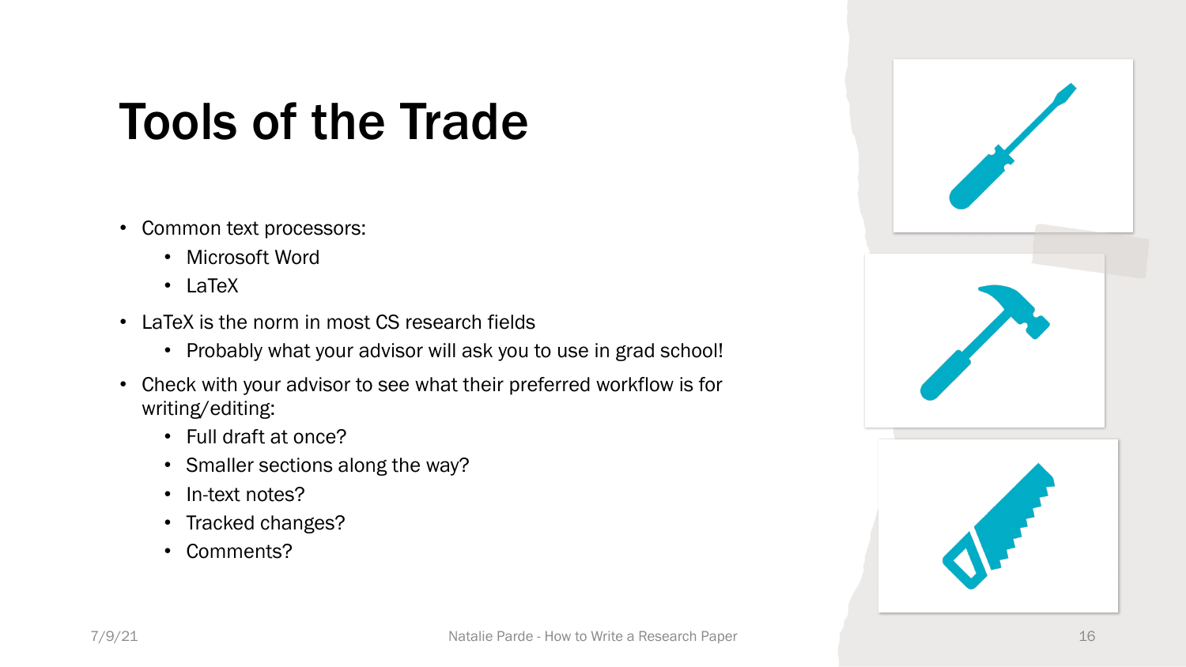# Tools of the Trade

- Common text processors:
  - Microsoft Word
  - LaTeX
- LaTeX is the norm in most CS research fields
  - Probably what your advisor will ask you to use in grad school!
- Check with your advisor to see what their preferred workflow is for writing/editing:
  - Full draft at once?
  - Smaller sections along the way?
  - In-text notes?
  - Tracked changes?
  - Comments?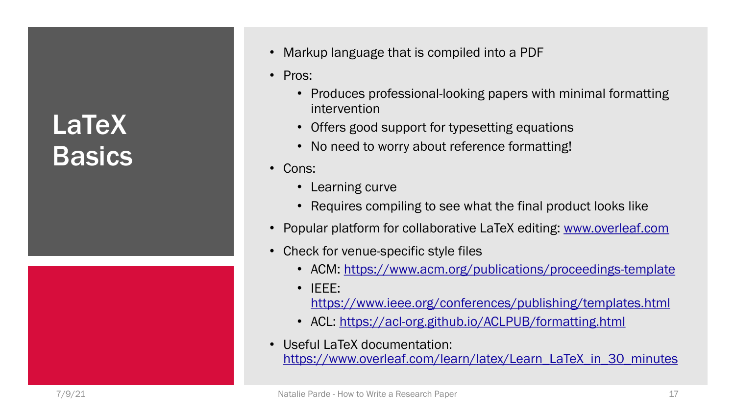# LaTeX Basics

- Markup language that is compiled into a PDF
- Pros:
  - Produces professional-looking papers with minimal formatting intervention
  - Offers good support for typesetting equations
  - No need to worry about reference formatting!
- Cons:
  - Learning curve
  - Requires compiling to see what the final product looks like
- Popular platform for collaborative LaTeX editing: www.overleaf.com
- Check for venue-specific style files
  - ACM: https://www.acm.org/publications/proceedings-template
  - IEEE: https://www.ieee.org/conferences/publishing/templates.html
  - ACL: https://acl-org.github.io/ACLPUB/formatting.html
- Useful LaTeX documentation: https://www.overleaf.com/learn/latex/Learn_LaTeX_in_30_minutes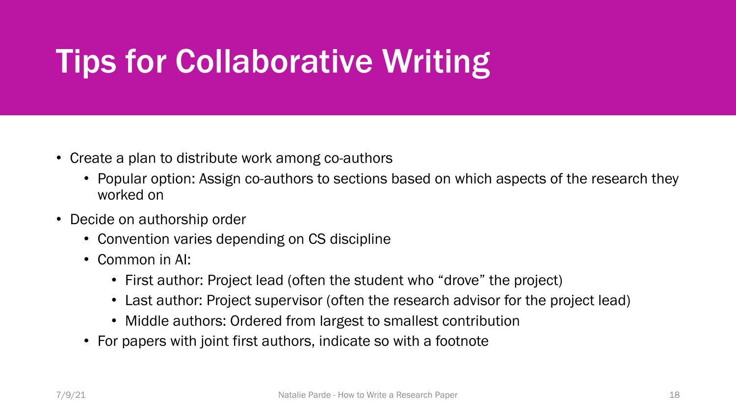# Tips for Collaborative Writing

- Create a plan to distribute work among co-authors
  - Popular option: Assign co-authors to sections based on which aspects of the research they worked on
- Decide on authorship order
  - Convention varies depending on CS discipline
  - Common in AI:
    - First author: Project lead (often the student who "drove" the project)
    - Last author: Project supervisor (often the research advisor for the project lead)
    - Middle authors: Ordered from largest to smallest contribution
  - For papers with joint first authors, indicate so with a footnote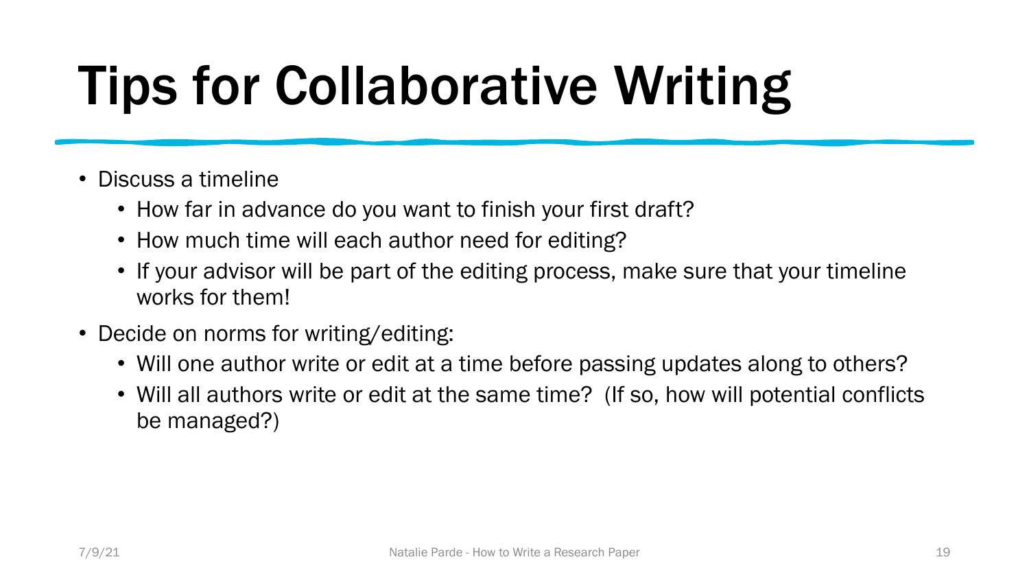# Tips for Collaborative Writing

- Discuss a timeline
  - How far in advance do you want to finish your first draft?
  - How much time will each author need for editing?
  - If your advisor will be part of the editing process, make sure that your timeline works for them!
- Decide on norms for writing/editing:
  - Will one author write or edit at a time before passing updates along to others?
  - Will all authors write or edit at the same time? (If so, how will potential conflicts be managed?)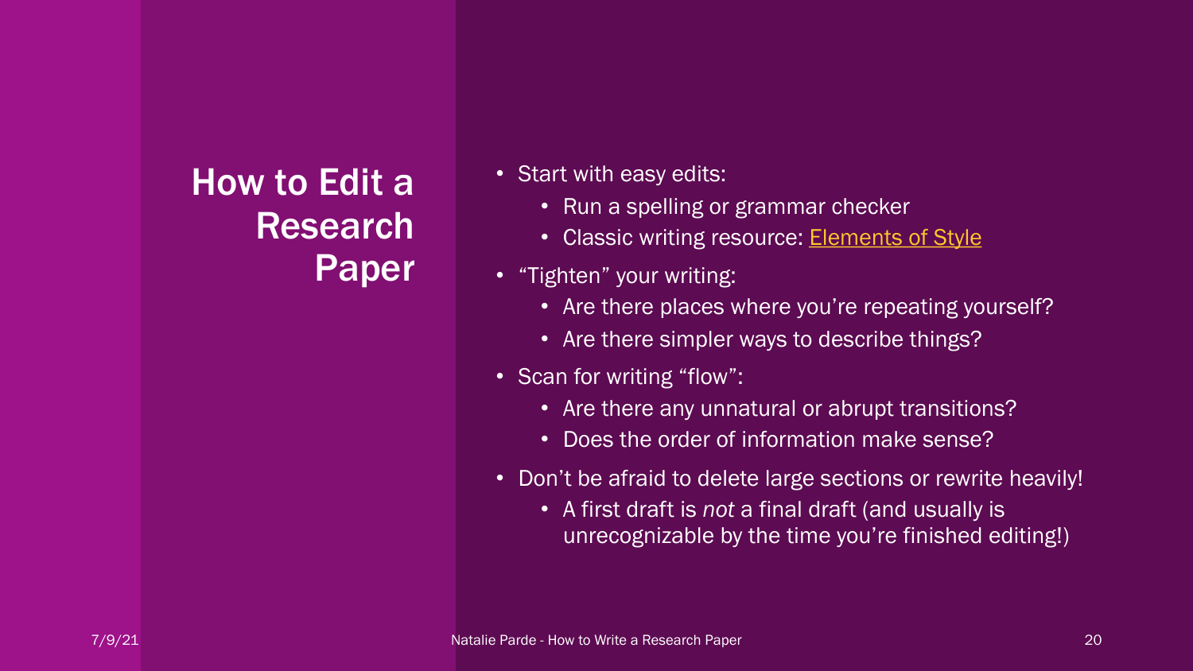# How to Edit a Research Paper

- Start with easy edits:
  - Run a spelling or grammar checker
  - Classic writing resource: [Elements of Style]
- "Tighten" your writing:
  - Are there places where you're repeating yourself?
  - Are there simpler ways to describe things?
- Scan for writing "flow":
  - Are there any unnatural or abrupt transitions?
  - Does the order of information make sense?
- Don't be afraid to delete large sections or rewrite heavily!
  - A first draft is *not* a final draft (and usually is unrecognizable by the time you're finished editing!)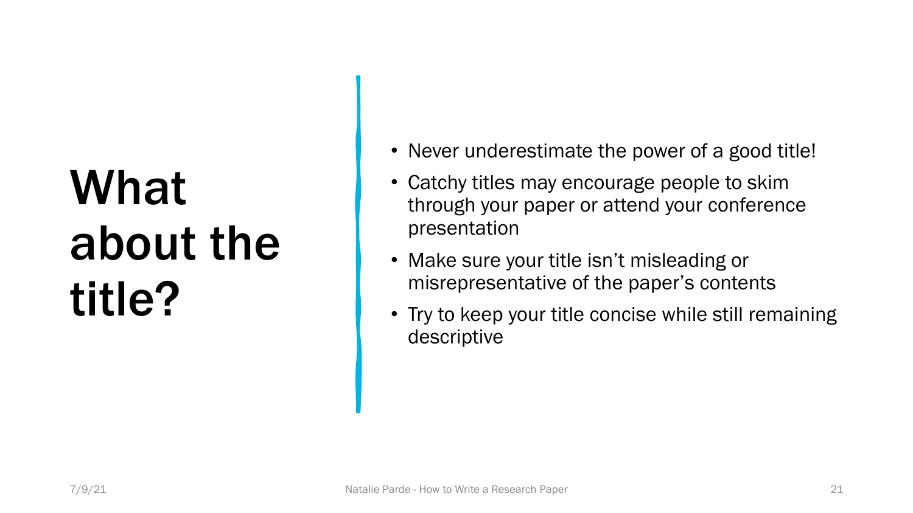# What about the title?

- Never underestimate the power of a good title!
- Catchy titles may encourage people to skim through your paper or attend your conference presentation
- Make sure your title isn't misleading or misrepresentative of the paper's contents
- Try to keep your title concise while still remaining descriptive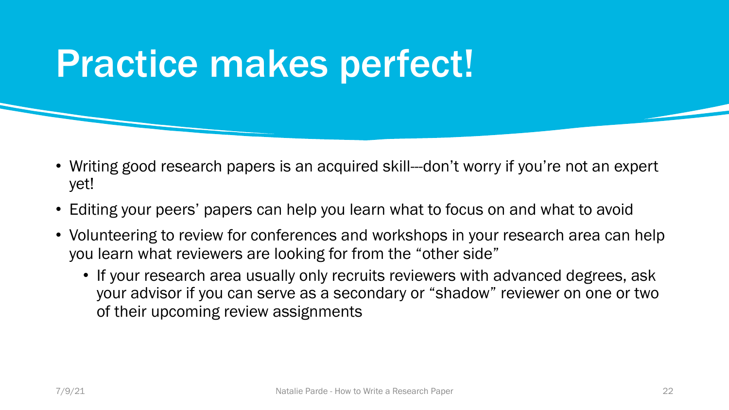# Practice makes perfect!

- Writing good research papers is an acquired skill---don't worry if you're not an expert yet!
- Editing your peers' papers can help you learn what to focus on and what to avoid
- Volunteering to review for conferences and workshops in your research area can help you learn what reviewers are looking for from the "other side"
  - If your research area usually only recruits reviewers with advanced degrees, ask your advisor if you can serve as a secondary or "shadow" reviewer on one or two of their upcoming review assignments